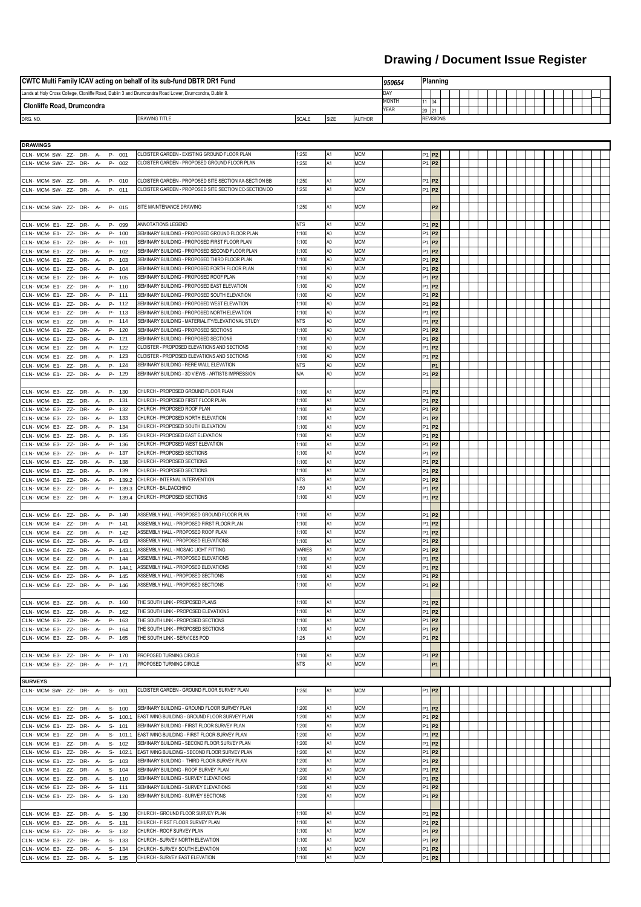# Drawing / Document Issue Register

| CWTC Multi Family ICAV acting on behalf of its sub-fund DBTR DR1 Fund | | | | 950654 | Planning | |
|---|---|---|---|---|---|---|
| Lands at Holy Cross College, Clonliffe Road, Dublin 3 and Drumcondra Road Lower, Drumcondra, Dublin 9. | | | | DAY | | |
| Clonliffe Road, Drumcondra | | | | MONTH | 11 | 04 |
| | | | | YEAR | 20 | 21 |
| DRG. NO. | DRAWING TITLE | SCALE | SIZE | AUTHOR | REVISIONS | |

## DRAWINGS

| DRG. NO. | DRAWING TITLE | SCALE | SIZE | AUTHOR | REV 1 | REV 2 |
|---|---|---|---|---|---|---|
| CLN- MCM- SW- ZZ- DR- A- P- 001 | CLOISTER GARDEN - EXISTING GROUND FLOOR PLAN | 1:250 | A1 | MCM | P1 | P2 |
| CLN- MCM- SW- ZZ- DR- A- P- 002 | CLOISTER GARDEN - PROPOSED GROUND FLOOR PLAN | 1:250 | A1 | MCM | P1 | P2 |
| CLN- MCM- SW- ZZ- DR- A- P- 010 | CLOISTER GARDEN - PROPOSED SITE SECTION AA-SECTION BB | 1:250 | A1 | MCM | P1 | P2 |
| CLN- MCM- SW- ZZ- DR- A- P- 011 | CLOISTER GARDEN - PROPOSED SITE SECTION CC-SECTION DD | 1:250 | A1 | MCM | P1 | P2 |
| CLN- MCM- SW- ZZ- DR- A- P- 015 | SITE MAINTENANCE DRAWING | 1:250 | A1 | MCM | | P2 |
| CLN- MCM- E1- ZZ- DR- A- P- 099 | ANNOTATIONS LEGEND | NTS | A1 | MCM | P1 | P2 |
| CLN- MCM- E1- ZZ- DR- A- P- 100 | SEMINARY BUILDING - PROPOSED GROUND FLOOR PLAN | 1:100 | A0 | MCM | P1 | P2 |
| CLN- MCM- E1- ZZ- DR- A- P- 101 | SEMINARY BUILDING - PROPOSED FIRST FLOOR PLAN | 1:100 | A0 | MCM | P1 | P2 |
| CLN- MCM- E1- ZZ- DR- A- P- 102 | SEMINARY BUILDING - PROPOSED SECOND FLOOR PLAN | 1:100 | A0 | MCM | P1 | P2 |
| CLN- MCM- E1- ZZ- DR- A- P- 103 | SEMINARY BUILDING - PROPOSED THIRD FLOOR PLAN | 1:100 | A0 | MCM | P1 | P2 |
| CLN- MCM- E1- ZZ- DR- A- P- 104 | SEMINARY BUILDING - PROPOSED FORTH FLOOR PLAN | 1:100 | A0 | MCM | P1 | P2 |
| CLN- MCM- E1- ZZ- DR- A- P- 105 | SEMINARY BUILDING - PROPOSED ROOF PLAN | 1:100 | A0 | MCM | P1 | P2 |
| CLN- MCM- E1- ZZ- DR- A- P- 110 | SEMINARY BUILDING - PROPOSED EAST ELEVATION | 1:100 | A0 | MCM | P1 | P2 |
| CLN- MCM- E1- ZZ- DR- A- P- 111 | SEMINARY BUILDING - PROPOSED SOUTH ELEVATION | 1:100 | A0 | MCM | P1 | P2 |
| CLN- MCM- E1- ZZ- DR- A- P- 112 | SEMINARY BUILDING - PROPOSED WEST ELEVATION | 1:100 | A0 | MCM | P1 | P2 |
| CLN- MCM- E1- ZZ- DR- A- P- 113 | SEMINARY BUILDING - PROPOSED NORTH ELEVATION | 1:100 | A0 | MCM | P1 | P2 |
| CLN- MCM- E1- ZZ- DR- A- P- 114 | SEMINARY BUILDING - MATERIALITY/ELEVATIONAL STUDY | NTS | A0 | MCM | P1 | P2 |
| CLN- MCM- E1- ZZ- DR- A- P- 120 | SEMINARY BUILDING - PROPOSED SECTIONS | 1:100 | A0 | MCM | P1 | P2 |
| CLN- MCM- E1- ZZ- DR- A- P- 121 | SEMINARY BUILDING - PROPOSED SECTIONS | 1:100 | A0 | MCM | P1 | P2 |
| CLN- MCM- E1- ZZ- DR- A- P- 122 | CLOISTER - PROPOSED ELEVATIONS AND SECTIONS | 1:100 | A0 | MCM | P1 | P2 |
| CLN- MCM- E1- ZZ- DR- A- P- 123 | CLOISTER - PROPOSED ELEVATIONS AND SECTIONS | 1:100 | A0 | MCM | P1 | P2 |
| CLN- MCM- E1- ZZ- DR- A- P- 124 | SEMINARY BUILDING - RERE WALL ELEVATION | NTS | A0 | MCM | | P1 |
| CLN- MCM- E1- ZZ- DR- A- P- 129 | SEMINARY BUILDING - 3D VIEWS - ARTISTS IMPRESSION | N/A | A0 | MCM | P1 | P2 |
| CLN- MCM- E3- ZZ- DR- A- P- 130 | CHURCH - PROPOSED GROUND FLOOR PLAN | 1:100 | A1 | MCM | P1 | P2 |
| CLN- MCM- E3- ZZ- DR- A- P- 131 | CHURCH - PROPOSED FIRST FLOOR PLAN | 1:100 | A1 | MCM | P1 | P2 |
| CLN- MCM- E3- ZZ- DR- A- P- 132 | CHURCH - PROPOSED ROOF PLAN | 1:100 | A1 | MCM | P1 | P2 |
| CLN- MCM- E3- ZZ- DR- A- P- 133 | CHURCH - PROPOSED NORTH ELEVATION | 1:100 | A1 | MCM | P1 | P2 |
| CLN- MCM- E3- ZZ- DR- A- P- 134 | CHURCH - PROPOSED SOUTH ELEVATION | 1:100 | A1 | MCM | P1 | P2 |
| CLN- MCM- E3- ZZ- DR- A- P- 135 | CHURCH - PROPOSED EAST ELEVATION | 1:100 | A1 | MCM | P1 | P2 |
| CLN- MCM- E3- ZZ- DR- A- P- 136 | CHURCH - PROPOSED WEST ELEVATION | 1:100 | A1 | MCM | P1 | P2 |
| CLN- MCM- E3- ZZ- DR- A- P- 137 | CHURCH - PROPOSED SECTIONS | 1:100 | A1 | MCM | P1 | P2 |
| CLN- MCM- E3- ZZ- DR- A- P- 138 | CHURCH - PROPOSED SECTIONS | 1:100 | A1 | MCM | P1 | P2 |
| CLN- MCM- E3- ZZ- DR- A- P- 139 | CHURCH - PROPOSED SECTIONS | 1:100 | A1 | MCM | P1 | P2 |
| CLN- MCM- E3- ZZ- DR- A- P- 139.2 | CHURCH - INTERNAL INTERVENTION | NTS | A1 | MCM | P1 | P2 |
| CLN- MCM- E3- ZZ- DR- A- P- 139.3 | CHURCH - BALDACCHINO | 1:50 | A1 | MCM | P1 | P2 |
| CLN- MCM- E3- ZZ- DR- A- P- 139.4 | CHURCH - PROPOSED SECTIONS | 1:100 | A1 | MCM | P1 | P2 |
| CLN- MCM- E4- ZZ- DR- A- P- 140 | ASSEMBLY HALL - PROPOSED GROUND FLOOR PLAN | 1:100 | A1 | MCM | P1 | P2 |
| CLN- MCM- E4- ZZ- DR- A- P- 141 | ASSEMBLY HALL - PROPOSED FIRST FLOOR PLAN | 1:100 | A1 | MCM | P1 | P2 |
| CLN- MCM- E4- ZZ- DR- A- P- 142 | ASSEMBLY HALL - PROPOSED ROOF PLAN | 1:100 | A1 | MCM | P1 | P2 |
| CLN- MCM- E4- ZZ- DR- A- P- 143 | ASSEMBLY HALL - PROPOSED ELEVATIONS | 1:100 | A1 | MCM | P1 | P2 |
| CLN- MCM- E4- ZZ- DR- A- P- 143.1 | ASSEMBLY HALL - MOSAIC LIGHT FITTING | VARIES | A1 | MCM | P1 | P2 |
| CLN- MCM- E4- ZZ- DR- A- P- 144 | ASSEMBLY HALL - PROPOSED ELEVATIONS | 1:100 | A1 | MCM | P1 | P2 |
| CLN- MCM- E4- ZZ- DR- A- P- 144.1 | ASSEMBLY HALL - PROPOSED ELEVATIONS | 1:100 | A1 | MCM | P1 | P2 |
| CLN- MCM- E4- ZZ- DR- A- P- 145 | ASSEMBLY HALL - PROPOSED SECTIONS | 1:100 | A1 | MCM | P1 | P2 |
| CLN- MCM- E4- ZZ- DR- A- P- 146 | ASSEMBLY HALL - PROPOSED SECTIONS | 1:100 | A1 | MCM | P1 | P2 |
| CLN- MCM- E3- ZZ- DR- A- P- 160 | THE SOUTH LINK - PROPOSED PLANS | 1:100 | A1 | MCM | P1 | P2 |
| CLN- MCM- E3- ZZ- DR- A- P- 162 | THE SOUTH LINK - PROPOSED ELEVATIONS | 1:100 | A1 | MCM | P1 | P2 |
| CLN- MCM- E3- ZZ- DR- A- P- 163 | THE SOUTH LINK - PROPOSED SECTIONS | 1:100 | A1 | MCM | P1 | P2 |
| CLN- MCM- E3- ZZ- DR- A- P- 164 | THE SOUTH LINK - PROPOSED SECTIONS | 1:100 | A1 | MCM | P1 | P2 |
| CLN- MCM- E3- ZZ- DR- A- P- 165 | THE SOUTH LINK - SERVICES POD | 1:25 | A1 | MCM | P1 | P2 |
| CLN- MCM- E3- ZZ- DR- A- P- 170 | PROPOSED TURNING CIRCLE | 1:100 | A1 | MCM | P1 | P2 |
| CLN- MCM- E3- ZZ- DR- A- P- 171 | PROPOSED TURNING CIRCLE | NTS | A1 | MCM | | P1 |

## SURVEYS

| DRG. NO. | DRAWING TITLE | SCALE | SIZE | AUTHOR | REV 1 | REV 2 |
|---|---|---|---|---|---|---|
| CLN- MCM- SW- ZZ- DR- A- S- 001 | CLOISTER GARDEN - GROUND FLOOR SURVEY PLAN | 1:250 | A1 | MCM | P1 | P2 |
| CLN- MCM- E1- ZZ- DR- A- S- 100 | SEMINARY BUILDING - GROUND FLOOR SURVEY PLAN | 1:200 | A1 | MCM | P1 | P2 |
| CLN- MCM- E1- ZZ- DR- A- S- 100.1 | EAST WING BUILDING - GROUND FLOOR SURVEY PLAN | 1:200 | A1 | MCM | P1 | P2 |
| CLN- MCM- E1- ZZ- DR- A- S- 101 | SEMINARY BUILDING - FIRST FLOOR SURVEY PLAN | 1:200 | A1 | MCM | P1 | P2 |
| CLN- MCM- E1- ZZ- DR- A- S- 101.1 | EAST WING BUILDING - FIRST FLOOR SURVEY PLAN | 1:200 | A1 | MCM | P1 | P2 |
| CLN- MCM- E1- ZZ- DR- A- S- 102 | SEMINARY BUILDING - SECOND FLOOR SURVEY PLAN | 1:200 | A1 | MCM | P1 | P2 |
| CLN- MCM- E1- ZZ- DR- A- S- 102.1 | EAST WING BUILDING - SECOND FLOOR SURVEY PLAN | 1:200 | A1 | MCM | P1 | P2 |
| CLN- MCM- E1- ZZ- DR- A- S- 103 | SEMINARY BUILDING - THIRD FLOOR SURVEY PLAN | 1:200 | A1 | MCM | P1 | P2 |
| CLN- MCM- E1- ZZ- DR- A- S- 104 | SEMINARY BUILDING - ROOF SURVEY PLAN | 1:200 | A1 | MCM | P1 | P2 |
| CLN- MCM- E1- ZZ- DR- A- S- 110 | SEMINARY BUILDING - SURVEY ELEVATIONS | 1:200 | A1 | MCM | P1 | P2 |
| CLN- MCM- E1- ZZ- DR- A- S- 111 | SEMINARY BUILDING - SURVEY ELEVATIONS | 1:200 | A1 | MCM | P1 | P2 |
| CLN- MCM- E1- ZZ- DR- A- S- 120 | SEMINARY BUILDING - SURVEY SECTIONS | 1:200 | A1 | MCM | P1 | P2 |
| CLN- MCM- E3- ZZ- DR- A- S- 130 | CHURCH - GROUND FLOOR SURVEY PLAN | 1:100 | A1 | MCM | P1 | P2 |
| CLN- MCM- E3- ZZ- DR- A- S- 131 | CHURCH - FIRST FLOOR SURVEY PLAN | 1:100 | A1 | MCM | P1 | P2 |
| CLN- MCM- E3- ZZ- DR- A- S- 132 | CHURCH - ROOF SURVEY PLAN | 1:100 | A1 | MCM | P1 | P2 |
| CLN- MCM- E3- ZZ- DR- A- S- 133 | CHURCH - SURVEY NORTH ELEVATION | 1:100 | A1 | MCM | P1 | P2 |
| CLN- MCM- E3- ZZ- DR- A- S- 134 | CHURCH - SURVEY SOUTH ELEVATION | 1:100 | A1 | MCM | P1 | P2 |
| CLN- MCM- E3- ZZ- DR- A- S- 135 | CHURCH - SURVEY EAST ELEVATION | 1:100 | A1 | MCM | P1 | P2 |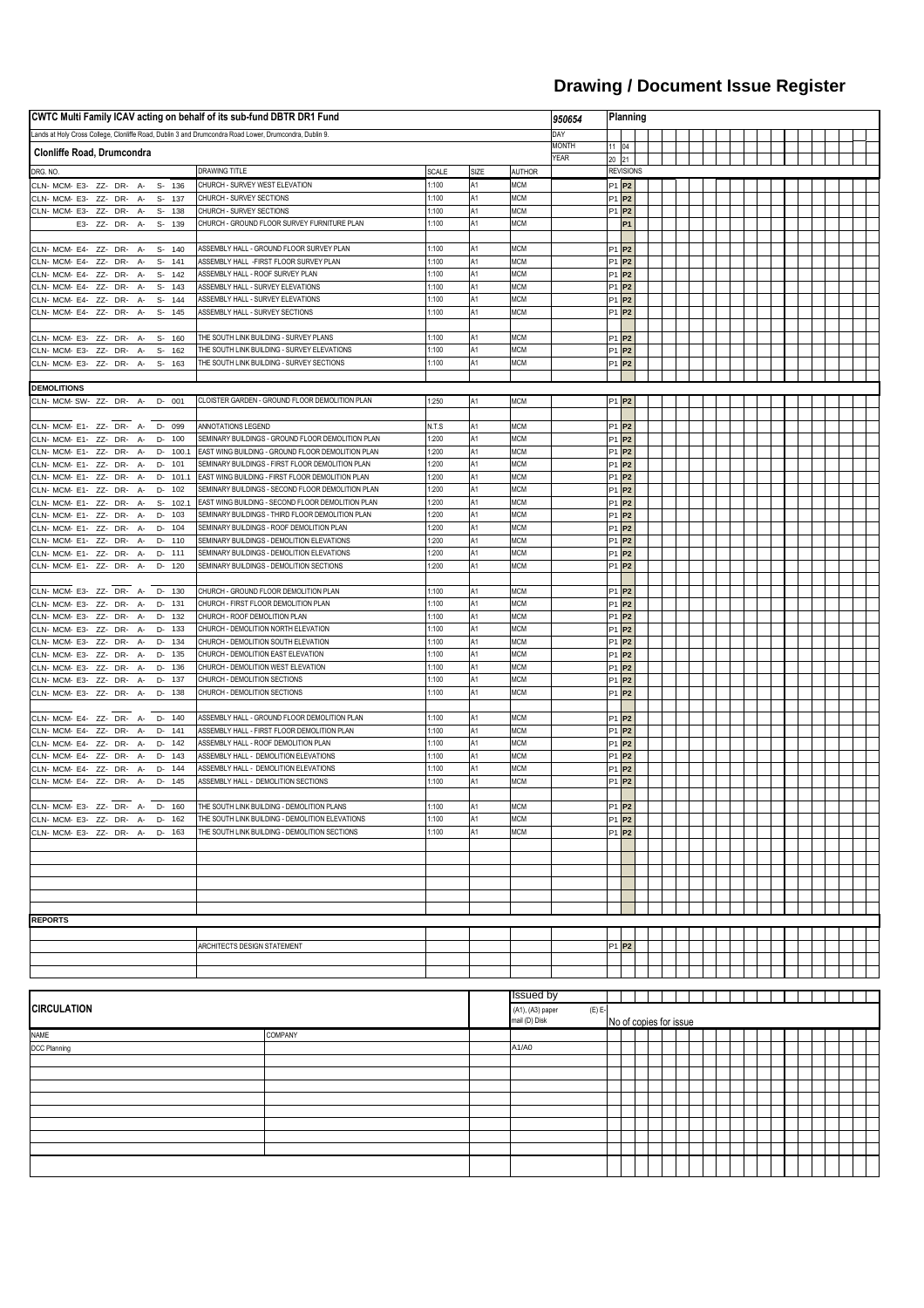# Drawing / Document Issue Register

**CWTC Multi Family ICAV acting on behalf of its sub-fund DBTR DR1 Fund** — 950654 — Planning

Lands at Holy Cross College, Clonliffe Road, Dublin 3 and Drumcondra Road Lower, Drumcondra, Dublin 9.

**Clonliffe Road, Drumcondra**

| DRG. NO. | DRAWING TITLE | SCALE | SIZE | AUTHOR | DAY | MONTH | YEAR |
|---|---|---|---|---|---|---|---|
| | | | | | | 11 | 20 |
| | | | | | | 04 | 21 |
| | | | | | | REVISIONS | |
| CLN- MCM- E3- ZZ- DR- A- S- 136 | CHURCH - SURVEY WEST ELEVATION | 1:100 | A1 | MCM | | P1 | P2 |
| CLN- MCM- E3- ZZ- DR- A- S- 137 | CHURCH - SURVEY SECTIONS | 1:100 | A1 | MCM | | P1 | P2 |
| CLN- MCM- E3- ZZ- DR- A- S- 138 | CHURCH - SURVEY SECTIONS | 1:100 | A1 | MCM | | P1 | P2 |
| E3- ZZ- DR- A- S- 139 | CHURCH - GROUND FLOOR SURVEY FURNITURE PLAN | 1:100 | A1 | MCM | | | P1 |
| CLN- MCM- E4- ZZ- DR- A- S- 140 | ASSEMBLY HALL - GROUND FLOOR SURVEY PLAN | 1:100 | A1 | MCM | | P1 | P2 |
| CLN- MCM- E4- ZZ- DR- A- S- 141 | ASSEMBLY HALL -FIRST FLOOR SURVEY PLAN | 1:100 | A1 | MCM | | P1 | P2 |
| CLN- MCM- E4- ZZ- DR- A- S- 142 | ASSEMBLY HALL - ROOF SURVEY PLAN | 1:100 | A1 | MCM | | P1 | P2 |
| CLN- MCM- E4- ZZ- DR- A- S- 143 | ASSEMBLY HALL - SURVEY ELEVATIONS | 1:100 | A1 | MCM | | P1 | P2 |
| CLN- MCM- E4- ZZ- DR- A- S- 144 | ASSEMBLY HALL - SURVEY ELEVATIONS | 1:100 | A1 | MCM | | P1 | P2 |
| CLN- MCM- E4- ZZ- DR- A- S- 145 | ASSEMBLY HALL - SURVEY SECTIONS | 1:100 | A1 | MCM | | P1 | P2 |
| CLN- MCM- E3- ZZ- DR- A- S- 160 | THE SOUTH LINK BUILDING - SURVEY PLANS | 1:100 | A1 | MCM | | P1 | P2 |
| CLN- MCM- E3- ZZ- DR- A- S- 162 | THE SOUTH LINK BUILDING - SURVEY ELEVATIONS | 1:100 | A1 | MCM | | P1 | P2 |
| CLN- MCM- E3- ZZ- DR- A- S- 163 | THE SOUTH LINK BUILDING - SURVEY SECTIONS | 1:100 | A1 | MCM | | P1 | P2 |
| **DEMOLITIONS** | | | | | | | |
| CLN- MCM- SW- ZZ- DR- A- D- 001 | CLOISTER GARDEN - GROUND FLOOR DEMOLITION PLAN | 1:250 | A1 | MCM | | P1 | P2 |
| CLN- MCM- E1- ZZ- DR- A- D- 099 | ANNOTATIONS LEGEND | N.T.S | A1 | MCM | | P1 | P2 |
| CLN- MCM- E1- ZZ- DR- A- D- 100 | SEMINARY BUILDINGS - GROUND FLOOR DEMOLITION PLAN | 1:200 | A1 | MCM | | P1 | P2 |
| CLN- MCM- E1- ZZ- DR- A- D- 100.1 | EAST WING BUILDING - GROUND FLOOR DEMOLITION PLAN | 1:200 | A1 | MCM | | P1 | P2 |
| CLN- MCM- E1- ZZ- DR- A- D- 101 | SEMINARY BUILDINGS - FIRST FLOOR DEMOLITION PLAN | 1:200 | A1 | MCM | | P1 | P2 |
| CLN- MCM- E1- ZZ- DR- A- D- 101.1 | EAST WING BUILDING - FIRST FLOOR DEMOLITION PLAN | 1:200 | A1 | MCM | | P1 | P2 |
| CLN- MCM- E1- ZZ- DR- A- D- 102 | SEMINARY BUILDINGS - SECOND FLOOR DEMOLITION PLAN | 1:200 | A1 | MCM | | P1 | P2 |
| CLN- MCM- E1- ZZ- DR- A- S- 102.1 | EAST WING BUILDING - SECOND FLOOR DEMOLITION PLAN | 1:200 | A1 | MCM | | P1 | P2 |
| CLN- MCM- E1- ZZ- DR- A- D- 103 | SEMINARY BUILDINGS - THIRD FLOOR DEMOLITION PLAN | 1:200 | A1 | MCM | | P1 | P2 |
| CLN- MCM- E1- ZZ- DR- A- D- 104 | SEMINARY BUILDINGS - ROOF DEMOLITION PLAN | 1:200 | A1 | MCM | | P1 | P2 |
| CLN- MCM- E1- ZZ- DR- A- D- 110 | SEMINARY BUILDINGS - DEMOLITION ELEVATIONS | 1:200 | A1 | MCM | | P1 | P2 |
| CLN- MCM- E1- ZZ- DR- A- D- 111 | SEMINARY BUILDINGS - DEMOLITION ELEVATIONS | 1:200 | A1 | MCM | | P1 | P2 |
| CLN- MCM- E1- ZZ- DR- A- D- 120 | SEMINARY BUILDINGS - DEMOLITION SECTIONS | 1:200 | A1 | MCM | | P1 | P2 |
| CLN- MCM- E3- ZZ- DR- A- D- 130 | CHURCH - GROUND FLOOR DEMOLITION PLAN | 1:100 | A1 | MCM | | P1 | P2 |
| CLN- MCM- E3- ZZ- DR- A- D- 131 | CHURCH - FIRST FLOOR DEMOLITION PLAN | 1:100 | A1 | MCM | | P1 | P2 |
| CLN- MCM- E3- ZZ- DR- A- D- 132 | CHURCH - ROOF DEMOLITION PLAN | 1:100 | A1 | MCM | | P1 | P2 |
| CLN- MCM- E3- ZZ- DR- A- D- 133 | CHURCH - DEMOLITION NORTH ELEVATION | 1:100 | A1 | MCM | | P1 | P2 |
| CLN- MCM- E3- ZZ- DR- A- D- 134 | CHURCH - DEMOLITION SOUTH ELEVATION | 1:100 | A1 | MCM | | P1 | P2 |
| CLN- MCM- E3- ZZ- DR- A- D- 135 | CHURCH - DEMOLITION EAST ELEVATION | 1:100 | A1 | MCM | | P1 | P2 |
| CLN- MCM- E3- ZZ- DR- A- D- 136 | CHURCH - DEMOLITION WEST ELEVATION | 1:100 | A1 | MCM | | P1 | P2 |
| CLN- MCM- E3- ZZ- DR- A- D- 137 | CHURCH - DEMOLITION SECTIONS | 1:100 | A1 | MCM | | P1 | P2 |
| CLN- MCM- E3- ZZ- DR- A- D- 138 | CHURCH - DEMOLITION SECTIONS | 1:100 | A1 | MCM | | P1 | P2 |
| CLN- MCM- E4- ZZ- DR- A- D- 140 | ASSEMBLY HALL - GROUND FLOOR DEMOLITION PLAN | 1:100 | A1 | MCM | | P1 | P2 |
| CLN- MCM- E4- ZZ- DR- A- D- 141 | ASSEMBLY HALL - FIRST FLOOR DEMOLITION PLAN | 1:100 | A1 | MCM | | P1 | P2 |
| CLN- MCM- E4- ZZ- DR- A- D- 142 | ASSEMBLY HALL - ROOF DEMOLITION PLAN | 1:100 | A1 | MCM | | P1 | P2 |
| CLN- MCM- E4- ZZ- DR- A- D- 143 | ASSEMBLY HALL - DEMOLITION ELEVATIONS | 1:100 | A1 | MCM | | P1 | P2 |
| CLN- MCM- E4- ZZ- DR- A- D- 144 | ASSEMBLY HALL - DEMOLITION ELEVATIONS | 1:100 | A1 | MCM | | P1 | P2 |
| CLN- MCM- E4- ZZ- DR- A- D- 145 | ASSEMBLY HALL - DEMOLITION SECTIONS | 1:100 | A1 | MCM | | P1 | P2 |
| CLN- MCM- E3- ZZ- DR- A- D- 160 | THE SOUTH LINK BUILDING - DEMOLITION PLANS | 1:100 | A1 | MCM | | P1 | P2 |
| CLN- MCM- E3- ZZ- DR- A- D- 162 | THE SOUTH LINK BUILDING - DEMOLITION ELEVATIONS | 1:100 | A1 | MCM | | P1 | P2 |
| CLN- MCM- E3- ZZ- DR- A- D- 163 | THE SOUTH LINK BUILDING - DEMOLITION SECTIONS | 1:100 | A1 | MCM | | P1 | P2 |
| **REPORTS** | | | | | | | |
| | ARCHITECTS DESIGN STATEMENT | | | | | P1 | P2 |

**CIRCULATION**

| NAME | COMPANY | Issued by (A1), (A3) paper (E) E-mail (D) Disk | No of copies for issue |
|---|---|---|---|
| DCC Planning | | A1/A0 | |